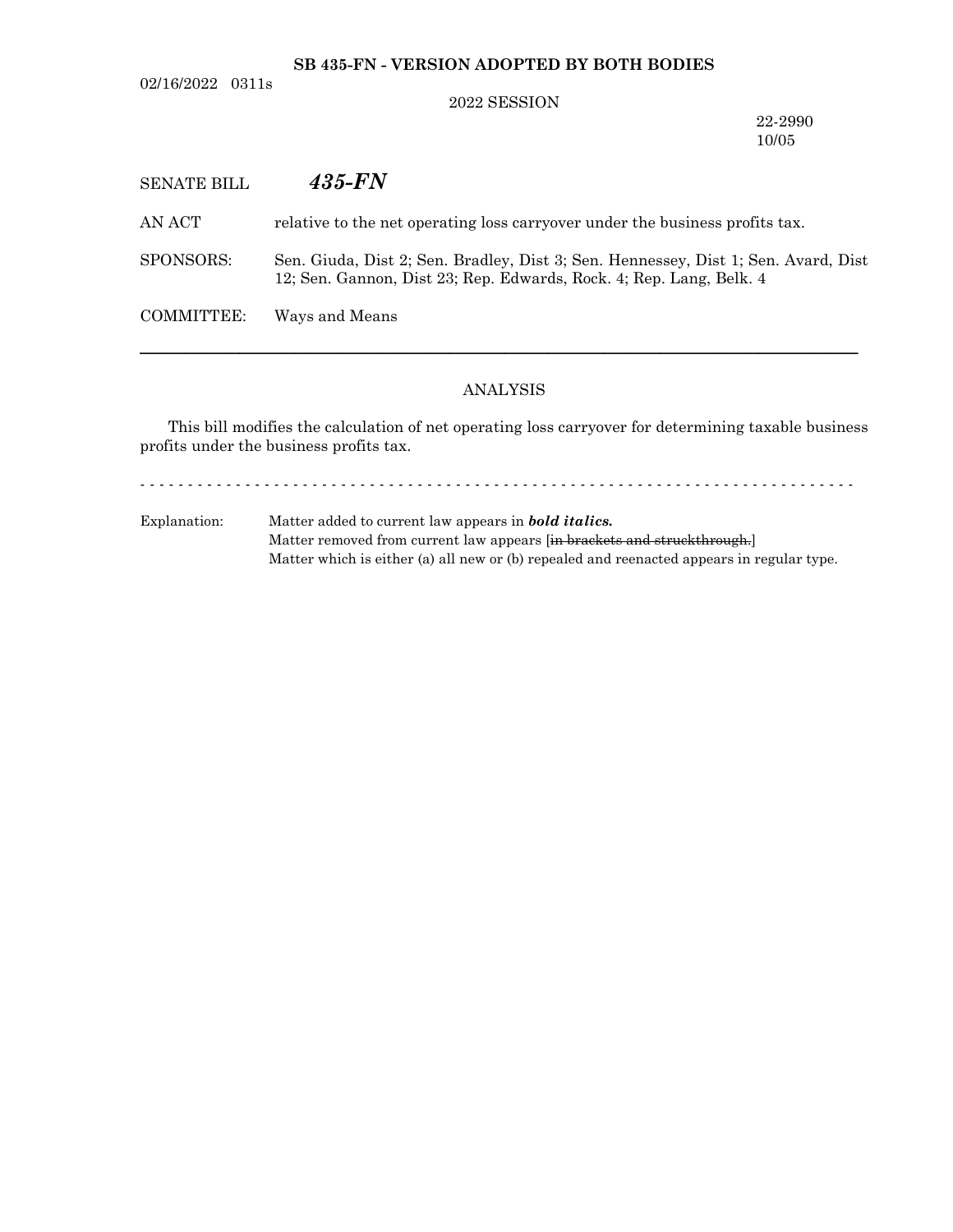**SB 435-FN - VERSION ADOPTED BY BOTH BODIES**

02/16/2022 0311s

2022 SESSION

22-2990
10/05

SENATE BILL ***435-FN***

AN ACT relative to the net operating loss carryover under the business profits tax.

SPONSORS: Sen. Giuda, Dist 2; Sen. Bradley, Dist 3; Sen. Hennessey, Dist 1; Sen. Avard, Dist 12; Sen. Gannon, Dist 23; Rep. Edwards, Rock. 4; Rep. Lang, Belk. 4

COMMITTEE: Ways and Means

---

ANALYSIS

This bill modifies the calculation of net operating loss carryover for determining taxable business profits under the business profits tax.

- - - - - - - - - - - - - - - - - - - - - - - - - - - - - - - - - - - - - - - - - - - - - - - - - - - - - - - - - - - - - - - - - - - - - - - - - - -

Explanation: Matter added to current law appears in ***bold italics.***
Matter removed from current law appears [~~in brackets and struckthrough.~~]
Matter which is either (a) all new or (b) repealed and reenacted appears in regular type.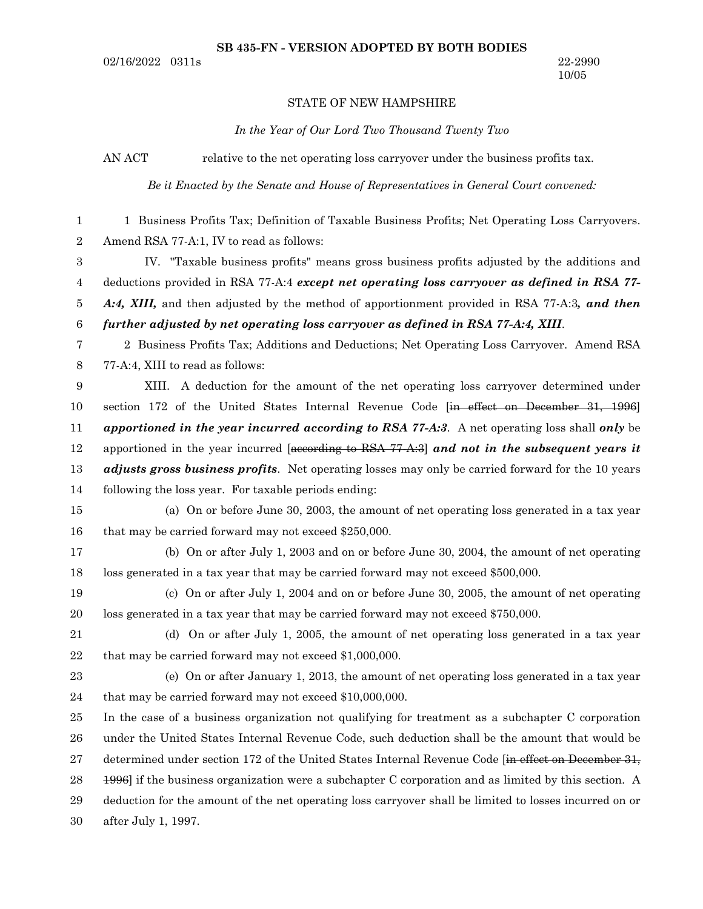**SB 435-FN - VERSION ADOPTED BY BOTH BODIES**

02/16/2022 0311s

22-2990
10/05

STATE OF NEW HAMPSHIRE

*In the Year of Our Lord Two Thousand Twenty Two*

AN ACT relative to the net operating loss carryover under the business profits tax.

*Be it Enacted by the Senate and House of Representatives in General Court convened:*

1 Business Profits Tax; Definition of Taxable Business Profits; Net Operating Loss Carryovers. Amend RSA 77-A:1, IV to read as follows:

IV. "Taxable business profits" means gross business profits adjusted by the additions and deductions provided in RSA 77-A:4 ***except net operating loss carryover as defined in RSA 77-A:4, XIII,*** and then adjusted by the method of apportionment provided in RSA 77-A:3***, and then further adjusted by net operating loss carryover as defined in RSA 77-A:4, XIII***.

2 Business Profits Tax; Additions and Deductions; Net Operating Loss Carryover. Amend RSA 77-A:4, XIII to read as follows:

XIII. A deduction for the amount of the net operating loss carryover determined under section 172 of the United States Internal Revenue Code [~~in effect on December 31, 1996~~] ***apportioned in the year incurred according to RSA 77-A:3***. A net operating loss shall ***only*** be apportioned in the year incurred [~~according to RSA 77-A:3~~] ***and not in the subsequent years it adjusts gross business profits***. Net operating losses may only be carried forward for the 10 years following the loss year. For taxable periods ending:

(a) On or before June 30, 2003, the amount of net operating loss generated in a tax year that may be carried forward may not exceed $250,000.

(b) On or after July 1, 2003 and on or before June 30, 2004, the amount of net operating loss generated in a tax year that may be carried forward may not exceed $500,000.

(c) On or after July 1, 2004 and on or before June 30, 2005, the amount of net operating loss generated in a tax year that may be carried forward may not exceed $750,000.

(d) On or after July 1, 2005, the amount of net operating loss generated in a tax year that may be carried forward may not exceed $1,000,000.

(e) On or after January 1, 2013, the amount of net operating loss generated in a tax year that may be carried forward may not exceed $10,000,000.

In the case of a business organization not qualifying for treatment as a subchapter C corporation under the United States Internal Revenue Code, such deduction shall be the amount that would be determined under section 172 of the United States Internal Revenue Code [~~in effect on December 31, 1996~~] if the business organization were a subchapter C corporation and as limited by this section. A deduction for the amount of the net operating loss carryover shall be limited to losses incurred on or after July 1, 1997.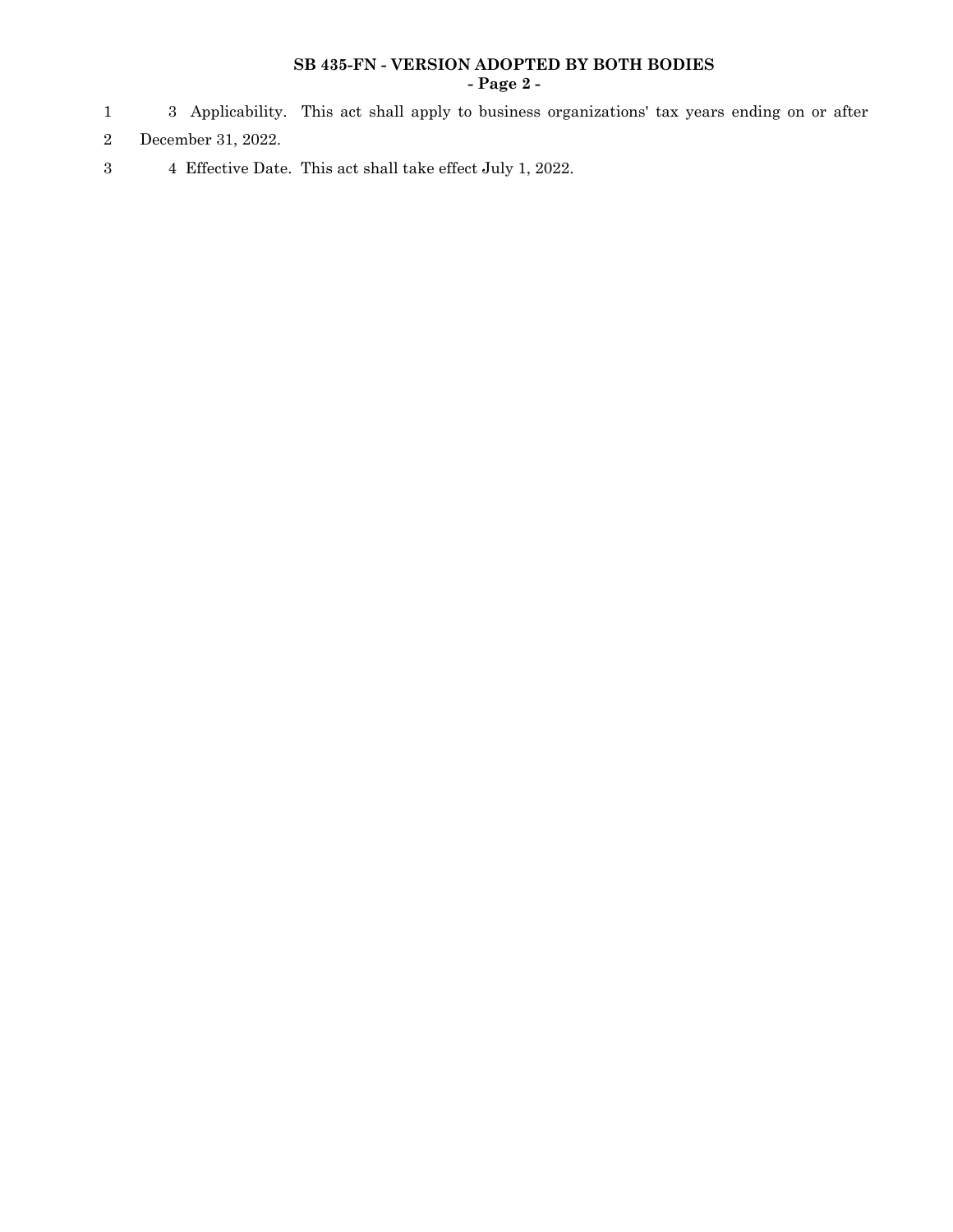3 Applicability. This act shall apply to business organizations' tax years ending on or after December 31, 2022.

4 Effective Date. This act shall take effect July 1, 2022.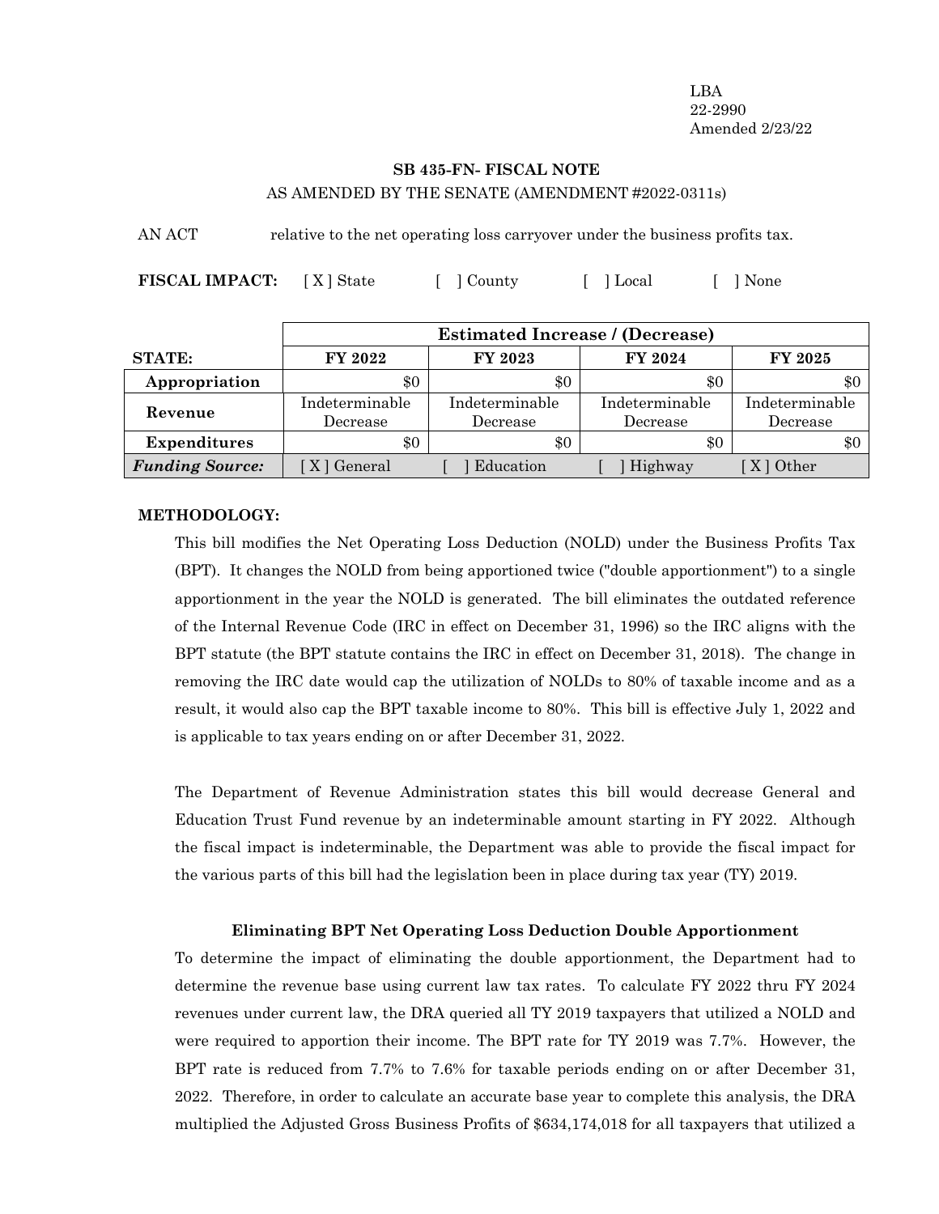LBA
22-2990
Amended 2/23/22

**SB 435-FN- FISCAL NOTE**

AS AMENDED BY THE SENATE (AMENDMENT #2022-0311s)

AN ACT relative to the net operating loss carryover under the business profits tax.

**FISCAL IMPACT:** [ X ] State [ ] County [ ] Local [ ] None

| | Estimated Increase / (Decrease) | | | |
|---|---|---|---|---|
| **STATE:** | **FY 2022** | **FY 2023** | **FY 2024** | **FY 2025** |
| **Appropriation** | $0 | $0 | $0 | $0 |
| **Revenue** | Indeterminable Decrease | Indeterminable Decrease | Indeterminable Decrease | Indeterminable Decrease |
| **Expenditures** | $0 | $0 | $0 | $0 |
| ***Funding Source:*** | [ X ] General | [ ] Education | [ ] Highway | [ X ] Other |

**METHODOLOGY:**

This bill modifies the Net Operating Loss Deduction (NOLD) under the Business Profits Tax (BPT). It changes the NOLD from being apportioned twice ("double apportionment") to a single apportionment in the year the NOLD is generated. The bill eliminates the outdated reference of the Internal Revenue Code (IRC in effect on December 31, 1996) so the IRC aligns with the BPT statute (the BPT statute contains the IRC in effect on December 31, 2018). The change in removing the IRC date would cap the utilization of NOLDs to 80% of taxable income and as a result, it would also cap the BPT taxable income to 80%. This bill is effective July 1, 2022 and is applicable to tax years ending on or after December 31, 2022.

The Department of Revenue Administration states this bill would decrease General and Education Trust Fund revenue by an indeterminable amount starting in FY 2022. Although the fiscal impact is indeterminable, the Department was able to provide the fiscal impact for the various parts of this bill had the legislation been in place during tax year (TY) 2019.

**Eliminating BPT Net Operating Loss Deduction Double Apportionment**

To determine the impact of eliminating the double apportionment, the Department had to determine the revenue base using current law tax rates. To calculate FY 2022 thru FY 2024 revenues under current law, the DRA queried all TY 2019 taxpayers that utilized a NOLD and were required to apportion their income. The BPT rate for TY 2019 was 7.7%. However, the BPT rate is reduced from 7.7% to 7.6% for taxable periods ending on or after December 31, 2022. Therefore, in order to calculate an accurate base year to complete this analysis, the DRA multiplied the Adjusted Gross Business Profits of $634,174,018 for all taxpayers that utilized a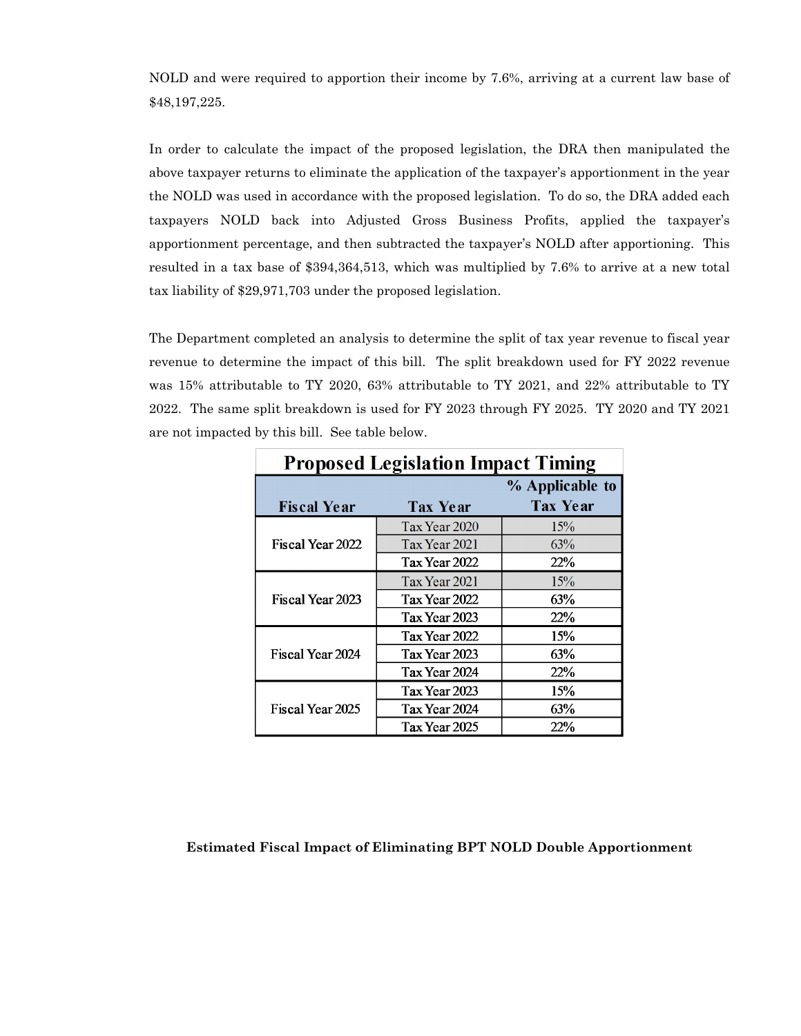NOLD and were required to apportion their income by 7.6%, arriving at a current law base of $48,197,225.

In order to calculate the impact of the proposed legislation, the DRA then manipulated the above taxpayer returns to eliminate the application of the taxpayer's apportionment in the year the NOLD was used in accordance with the proposed legislation. To do so, the DRA added each taxpayers NOLD back into Adjusted Gross Business Profits, applied the taxpayer's apportionment percentage, and then subtracted the taxpayer's NOLD after apportioning. This resulted in a tax base of $394,364,513, which was multiplied by 7.6% to arrive at a new total tax liability of $29,971,703 under the proposed legislation.

The Department completed an analysis to determine the split of tax year revenue to fiscal year revenue to determine the impact of this bill. The split breakdown used for FY 2022 revenue was 15% attributable to TY 2020, 63% attributable to TY 2021, and 22% attributable to TY 2022. The same split breakdown is used for FY 2023 through FY 2025. TY 2020 and TY 2021 are not impacted by this bill. See table below.

**Proposed Legislation Impact Timing**

| Fiscal Year | Tax Year | % Applicable to Tax Year |
|---|---|---|
| Fiscal Year 2022 | Tax Year 2020 | 15% |
| | Tax Year 2021 | 63% |
| | Tax Year 2022 | 22% |
| Fiscal Year 2023 | Tax Year 2021 | 15% |
| | Tax Year 2022 | 63% |
| | Tax Year 2023 | 22% |
| Fiscal Year 2024 | Tax Year 2022 | 15% |
| | Tax Year 2023 | 63% |
| | Tax Year 2024 | 22% |
| Fiscal Year 2025 | Tax Year 2023 | 15% |
| | Tax Year 2024 | 63% |
| | Tax Year 2025 | 22% |

**Estimated Fiscal Impact of Eliminating BPT NOLD Double Apportionment**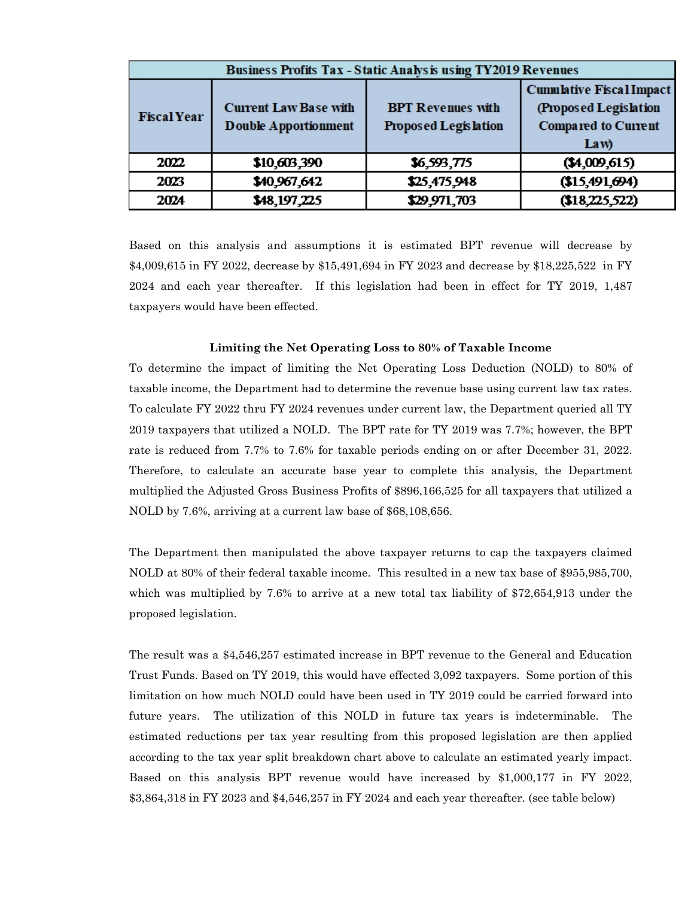| Business Profits Tax - Static Analysis using TY2019 Revenues | | | |
|---|---|---|---|
| Fiscal Year | Current Law Base with Double Apportionment | BPT Revenues with Proposed Legislation | Cumulative Fiscal Impact (Proposed Legislation Compared to Current Law) |
| 2022 | $10,603,390 | $6,593,775 | ($4,009,615) |
| 2023 | $40,967,642 | $25,475,948 | ($15,491,694) |
| 2024 | $48,197,225 | $29,971,703 | ($18,225,522) |

Based on this analysis and assumptions it is estimated BPT revenue will decrease by $4,009,615 in FY 2022, decrease by $15,491,694 in FY 2023 and decrease by $18,225,522 in FY 2024 and each year thereafter. If this legislation had been in effect for TY 2019, 1,487 taxpayers would have been effected.

**Limiting the Net Operating Loss to 80% of Taxable Income**

To determine the impact of limiting the Net Operating Loss Deduction (NOLD) to 80% of taxable income, the Department had to determine the revenue base using current law tax rates. To calculate FY 2022 thru FY 2024 revenues under current law, the Department queried all TY 2019 taxpayers that utilized a NOLD. The BPT rate for TY 2019 was 7.7%; however, the BPT rate is reduced from 7.7% to 7.6% for taxable periods ending on or after December 31, 2022. Therefore, to calculate an accurate base year to complete this analysis, the Department multiplied the Adjusted Gross Business Profits of $896,166,525 for all taxpayers that utilized a NOLD by 7.6%, arriving at a current law base of $68,108,656.

The Department then manipulated the above taxpayer returns to cap the taxpayers claimed NOLD at 80% of their federal taxable income. This resulted in a new tax base of $955,985,700, which was multiplied by 7.6% to arrive at a new total tax liability of $72,654,913 under the proposed legislation.

The result was a $4,546,257 estimated increase in BPT revenue to the General and Education Trust Funds. Based on TY 2019, this would have effected 3,092 taxpayers. Some portion of this limitation on how much NOLD could have been used in TY 2019 could be carried forward into future years. The utilization of this NOLD in future tax years is indeterminable. The estimated reductions per tax year resulting from this proposed legislation are then applied according to the tax year split breakdown chart above to calculate an estimated yearly impact. Based on this analysis BPT revenue would have increased by $1,000,177 in FY 2022, $3,864,318 in FY 2023 and $4,546,257 in FY 2024 and each year thereafter. (see table below)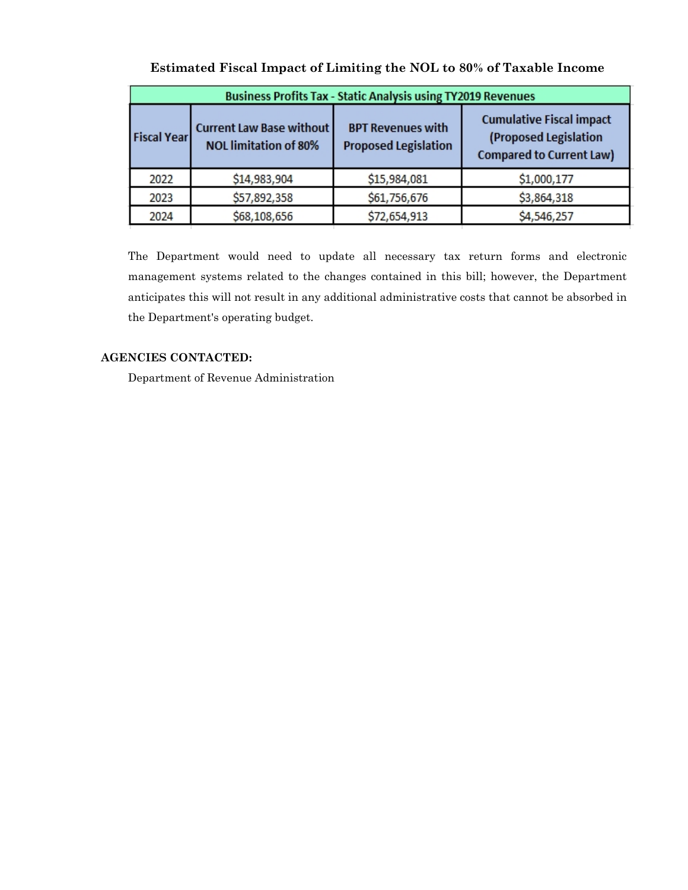**Estimated Fiscal Impact of Limiting the NOL to 80% of Taxable Income**

| Business Profits Tax - Static Analysis using TY2019 Revenues | | | |
|---|---|---|---|
| Fiscal Year | Current Law Base without NOL limitation of 80% | BPT Revenues with Proposed Legislation | Cumulative Fiscal impact (Proposed Legislation Compared to Current Law) |
| 2022 | $14,983,904 | $15,984,081 | $1,000,177 |
| 2023 | $57,892,358 | $61,756,676 | $3,864,318 |
| 2024 | $68,108,656 | $72,654,913 | $4,546,257 |

The Department would need to update all necessary tax return forms and electronic management systems related to the changes contained in this bill; however, the Department anticipates this will not result in any additional administrative costs that cannot be absorbed in the Department's operating budget.

**AGENCIES CONTACTED:**

Department of Revenue Administration